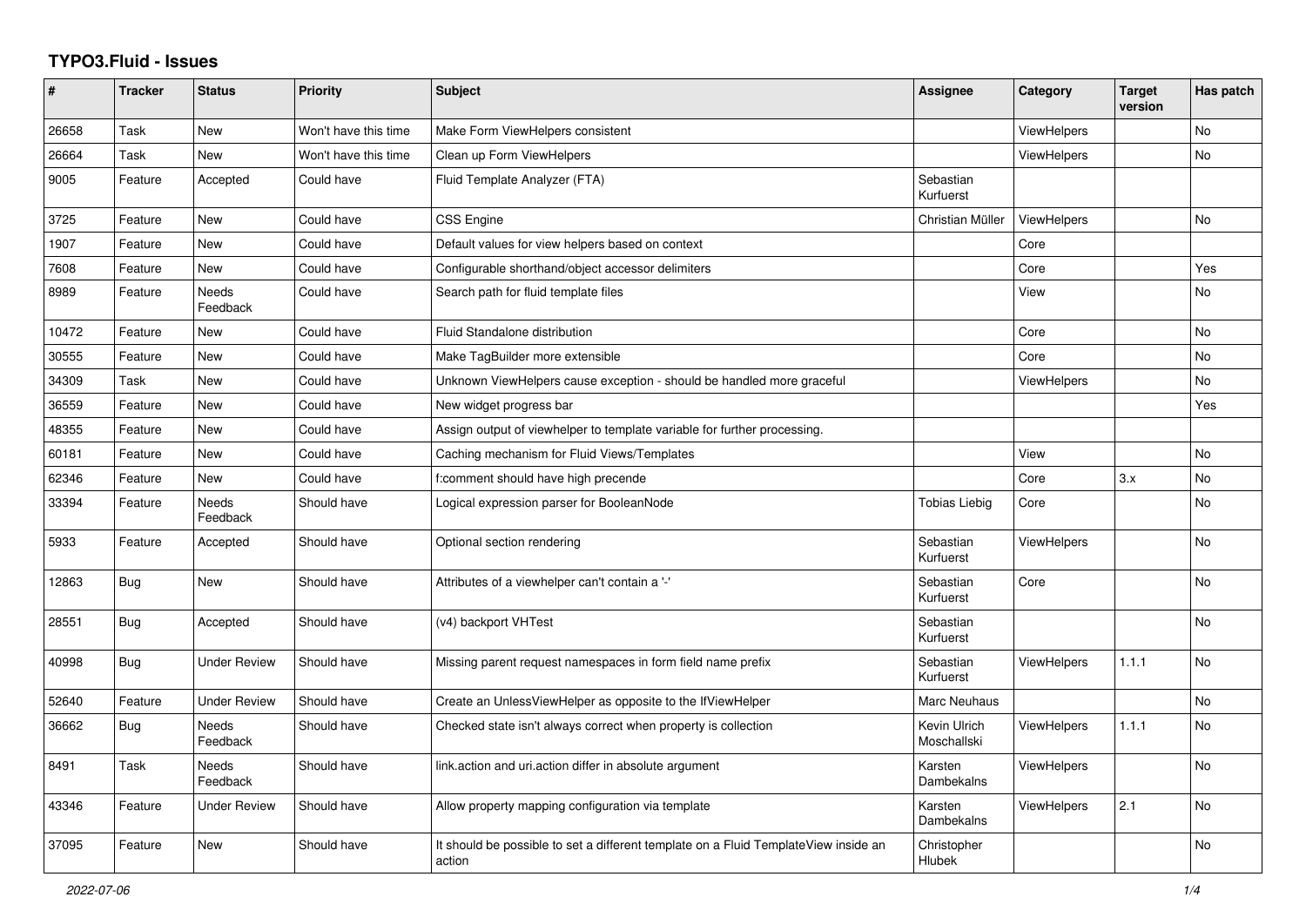# TYPO3.Fluid - Issues

| # | Tracker | Status | Priority | Subject | Assignee | Category | Target version | Has patch |
|---|---|---|---|---|---|---|---|---|
| 26658 | Task | New | Won't have this time | Make Form ViewHelpers consistent | | ViewHelpers | | No |
| 26664 | Task | New | Won't have this time | Clean up Form ViewHelpers | | ViewHelpers | | No |
| 9005 | Feature | Accepted | Could have | Fluid Template Analyzer (FTA) | Sebastian Kurfuerst | | | |
| 3725 | Feature | New | Could have | CSS Engine | Christian Müller | ViewHelpers | | No |
| 1907 | Feature | New | Could have | Default values for view helpers based on context | | Core | | |
| 7608 | Feature | New | Could have | Configurable shorthand/object accessor delimiters | | Core | | Yes |
| 8989 | Feature | Needs Feedback | Could have | Search path for fluid template files | | View | | No |
| 10472 | Feature | New | Could have | Fluid Standalone distribution | | Core | | No |
| 30555 | Feature | New | Could have | Make TagBuilder more extensible | | Core | | No |
| 34309 | Task | New | Could have | Unknown ViewHelpers cause exception - should be handled more graceful | | ViewHelpers | | No |
| 36559 | Feature | New | Could have | New widget progress bar | | | | Yes |
| 48355 | Feature | New | Could have | Assign output of viewhelper to template variable for further processing. | | | | |
| 60181 | Feature | New | Could have | Caching mechanism for Fluid Views/Templates | | View | | No |
| 62346 | Feature | New | Could have | f:comment should have high precende | | Core | 3.x | No |
| 33394 | Feature | Needs Feedback | Should have | Logical expression parser for BooleanNode | Tobias Liebig | Core | | No |
| 5933 | Feature | Accepted | Should have | Optional section rendering | Sebastian Kurfuerst | ViewHelpers | | No |
| 12863 | Bug | New | Should have | Attributes of a viewhelper can't contain a '-' | Sebastian Kurfuerst | Core | | No |
| 28551 | Bug | Accepted | Should have | (v4) backport VHTest | Sebastian Kurfuerst | | | No |
| 40998 | Bug | Under Review | Should have | Missing parent request namespaces in form field name prefix | Sebastian Kurfuerst | ViewHelpers | 1.1.1 | No |
| 52640 | Feature | Under Review | Should have | Create an UnlessViewHelper as opposite to the IfViewHelper | Marc Neuhaus | | | No |
| 36662 | Bug | Needs Feedback | Should have | Checked state isn't always correct when property is collection | Kevin Ulrich Moschallski | ViewHelpers | 1.1.1 | No |
| 8491 | Task | Needs Feedback | Should have | link.action and uri.action differ in absolute argument | Karsten Dambekalns | ViewHelpers | | No |
| 43346 | Feature | Under Review | Should have | Allow property mapping configuration via template | Karsten Dambekalns | ViewHelpers | 2.1 | No |
| 37095 | Feature | New | Should have | It should be possible to set a different template on a Fluid TemplateView inside an action | Christopher Hlubek | | | No |

*2022-07-06*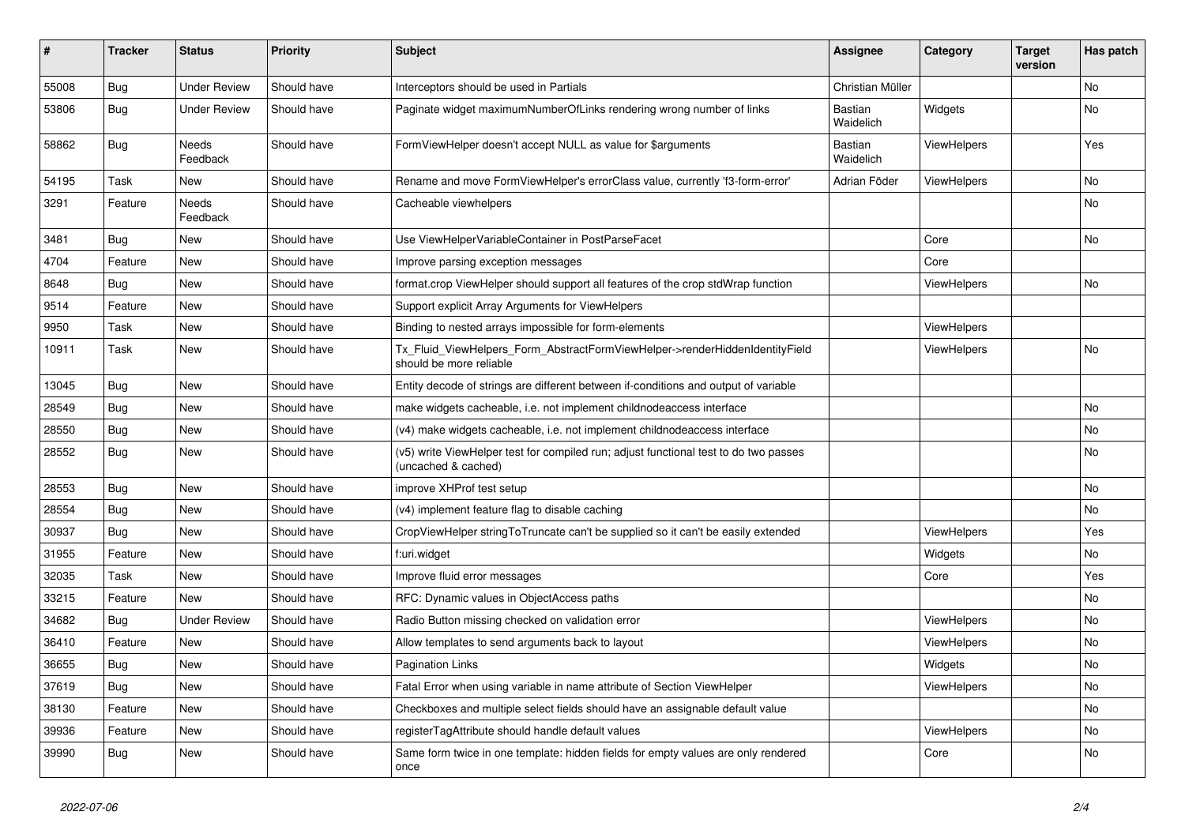| # | Tracker | Status | Priority | Subject | Assignee | Category | Target version | Has patch |
|---|---|---|---|---|---|---|---|---|
| 55008 | Bug | Under Review | Should have | Interceptors should be used in Partials | Christian Müller | | | No |
| 53806 | Bug | Under Review | Should have | Paginate widget maximumNumberOfLinks rendering wrong number of links | Bastian Waidelich | Widgets | | No |
| 58862 | Bug | Needs Feedback | Should have | FormViewHelper doesn't accept NULL as value for $arguments | Bastian Waidelich | ViewHelpers | | Yes |
| 54195 | Task | New | Should have | Rename and move FormViewHelper's errorClass value, currently 'f3-form-error' | Adrian Föder | ViewHelpers | | No |
| 3291 | Feature | Needs Feedback | Should have | Cacheable viewhelpers | | | | No |
| 3481 | Bug | New | Should have | Use ViewHelperVariableContainer in PostParseFacet | | Core | | No |
| 4704 | Feature | New | Should have | Improve parsing exception messages | | Core | | |
| 8648 | Bug | New | Should have | format.crop ViewHelper should support all features of the crop stdWrap function | | ViewHelpers | | No |
| 9514 | Feature | New | Should have | Support explicit Array Arguments for ViewHelpers | | | | |
| 9950 | Task | New | Should have | Binding to nested arrays impossible for form-elements | | ViewHelpers | | |
| 10911 | Task | New | Should have | Tx_Fluid_ViewHelpers_Form_AbstractFormViewHelper->renderHiddenIdentityField should be more reliable | | ViewHelpers | | No |
| 13045 | Bug | New | Should have | Entity decode of strings are different between if-conditions and output of variable | | | | |
| 28549 | Bug | New | Should have | make widgets cacheable, i.e. not implement childnodeaccess interface | | | | No |
| 28550 | Bug | New | Should have | (v4) make widgets cacheable, i.e. not implement childnodeaccess interface | | | | No |
| 28552 | Bug | New | Should have | (v5) write ViewHelper test for compiled run; adjust functional test to do two passes (uncached & cached) | | | | No |
| 28553 | Bug | New | Should have | improve XHProf test setup | | | | No |
| 28554 | Bug | New | Should have | (v4) implement feature flag to disable caching | | | | No |
| 30937 | Bug | New | Should have | CropViewHelper stringToTruncate can't be supplied so it can't be easily extended | | ViewHelpers | | Yes |
| 31955 | Feature | New | Should have | f:uri.widget | | Widgets | | No |
| 32035 | Task | New | Should have | Improve fluid error messages | | Core | | Yes |
| 33215 | Feature | New | Should have | RFC: Dynamic values in ObjectAccess paths | | | | No |
| 34682 | Bug | Under Review | Should have | Radio Button missing checked on validation error | | ViewHelpers | | No |
| 36410 | Feature | New | Should have | Allow templates to send arguments back to layout | | ViewHelpers | | No |
| 36655 | Bug | New | Should have | Pagination Links | | Widgets | | No |
| 37619 | Bug | New | Should have | Fatal Error when using variable in name attribute of Section ViewHelper | | ViewHelpers | | No |
| 38130 | Feature | New | Should have | Checkboxes and multiple select fields should have an assignable default value | | | | No |
| 39936 | Feature | New | Should have | registerTagAttribute should handle default values | | ViewHelpers | | No |
| 39990 | Bug | New | Should have | Same form twice in one template: hidden fields for empty values are only rendered once | | Core | | No |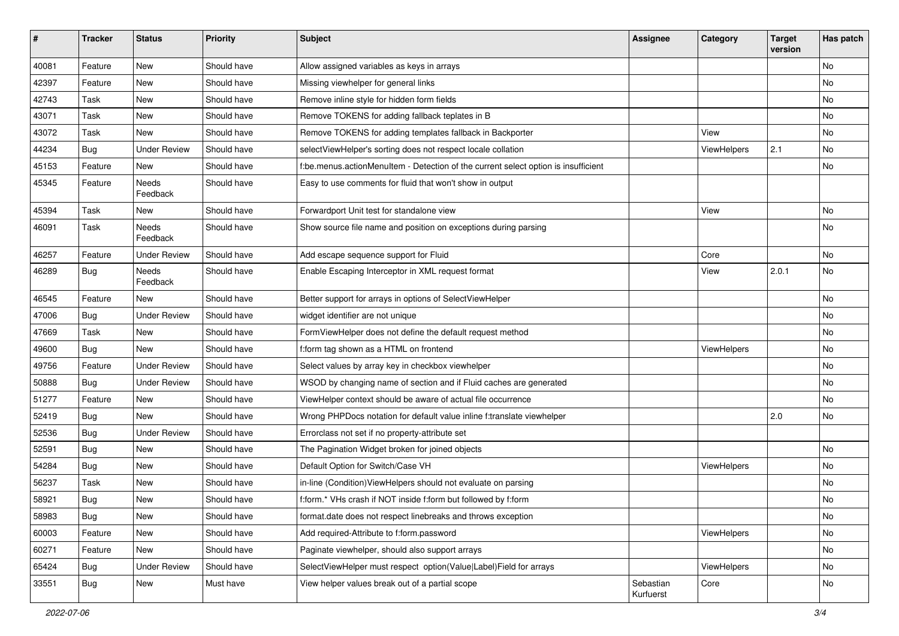| # | Tracker | Status | Priority | Subject | Assignee | Category | Target version | Has patch |
|---|---|---|---|---|---|---|---|---|
| 40081 | Feature | New | Should have | Allow assigned variables as keys in arrays | | | | No |
| 42397 | Feature | New | Should have | Missing viewhelper for general links | | | | No |
| 42743 | Task | New | Should have | Remove inline style for hidden form fields | | | | No |
| 43071 | Task | New | Should have | Remove TOKENS for adding fallback teplates in B | | | | No |
| 43072 | Task | New | Should have | Remove TOKENS for adding templates fallback in Backporter | | View | | No |
| 44234 | Bug | Under Review | Should have | selectViewHelper's sorting does not respect locale collation | | ViewHelpers | 2.1 | No |
| 45153 | Feature | New | Should have | f:be.menus.actionMenuItem - Detection of the current select option is insufficient | | | | No |
| 45345 | Feature | Needs Feedback | Should have | Easy to use comments for fluid that won't show in output | | | | |
| 45394 | Task | New | Should have | Forwardport Unit test for standalone view | | View | | No |
| 46091 | Task | Needs Feedback | Should have | Show source file name and position on exceptions during parsing | | | | No |
| 46257 | Feature | Under Review | Should have | Add escape sequence support for Fluid | | Core | | No |
| 46289 | Bug | Needs Feedback | Should have | Enable Escaping Interceptor in XML request format | | View | 2.0.1 | No |
| 46545 | Feature | New | Should have | Better support for arrays in options of SelectViewHelper | | | | No |
| 47006 | Bug | Under Review | Should have | widget identifier are not unique | | | | No |
| 47669 | Task | New | Should have | FormViewHelper does not define the default request method | | | | No |
| 49600 | Bug | New | Should have | f:form tag shown as a HTML on frontend | | ViewHelpers | | No |
| 49756 | Feature | Under Review | Should have | Select values by array key in checkbox viewhelper | | | | No |
| 50888 | Bug | Under Review | Should have | WSOD by changing name of section and if Fluid caches are generated | | | | No |
| 51277 | Feature | New | Should have | ViewHelper context should be aware of actual file occurrence | | | | No |
| 52419 | Bug | New | Should have | Wrong PHPDocs notation for default value inline f:translate viewhelper | | | 2.0 | No |
| 52536 | Bug | Under Review | Should have | Errorclass not set if no property-attribute set | | | | |
| 52591 | Bug | New | Should have | The Pagination Widget broken for joined objects | | | | No |
| 54284 | Bug | New | Should have | Default Option for Switch/Case VH | | ViewHelpers | | No |
| 56237 | Task | New | Should have | in-line (Condition)ViewHelpers should not evaluate on parsing | | | | No |
| 58921 | Bug | New | Should have | f:form.* VHs crash if NOT inside f:form but followed by f:form | | | | No |
| 58983 | Bug | New | Should have | format.date does not respect linebreaks and throws exception | | | | No |
| 60003 | Feature | New | Should have | Add required-Attribute to f:form.password | | ViewHelpers | | No |
| 60271 | Feature | New | Should have | Paginate viewhelper, should also support arrays | | | | No |
| 65424 | Bug | Under Review | Should have | SelectViewHelper must respect option(Value\|Label)Field for arrays | | ViewHelpers | | No |
| 33551 | Bug | New | Must have | View helper values break out of a partial scope | Sebastian Kurfuerst | Core | | No |

2022-07-06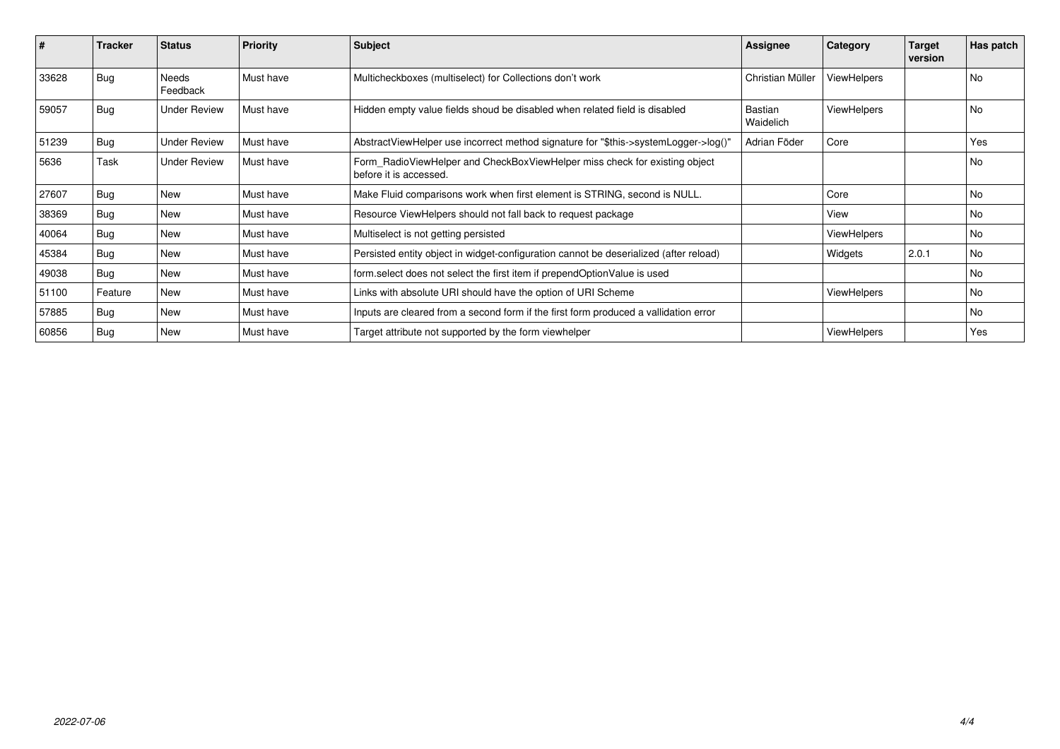| # | Tracker | Status | Priority | Subject | Assignee | Category | Target version | Has patch |
|---|---|---|---|---|---|---|---|---|
| 33628 | Bug | Needs Feedback | Must have | Multicheckboxes (multiselect) for Collections don't work | Christian Müller | ViewHelpers | | No |
| 59057 | Bug | Under Review | Must have | Hidden empty value fields shoud be disabled when related field is disabled | Bastian Waidelich | ViewHelpers | | No |
| 51239 | Bug | Under Review | Must have | AbstractViewHelper use incorrect method signature for "$this->systemLogger->log()" | Adrian Föder | Core | | Yes |
| 5636 | Task | Under Review | Must have | Form_RadioViewHelper and CheckBoxViewHelper miss check for existing object before it is accessed. | | | | No |
| 27607 | Bug | New | Must have | Make Fluid comparisons work when first element is STRING, second is NULL. | | Core | | No |
| 38369 | Bug | New | Must have | Resource ViewHelpers should not fall back to request package | | View | | No |
| 40064 | Bug | New | Must have | Multiselect is not getting persisted | | ViewHelpers | | No |
| 45384 | Bug | New | Must have | Persisted entity object in widget-configuration cannot be deserialized (after reload) | | Widgets | 2.0.1 | No |
| 49038 | Bug | New | Must have | form.select does not select the first item if prependOptionValue is used | | | | No |
| 51100 | Feature | New | Must have | Links with absolute URI should have the option of URI Scheme | | ViewHelpers | | No |
| 57885 | Bug | New | Must have | Inputs are cleared from a second form if the first form produced a vallidation error | | | | No |
| 60856 | Bug | New | Must have | Target attribute not supported by the form viewhelper | | ViewHelpers | | Yes |